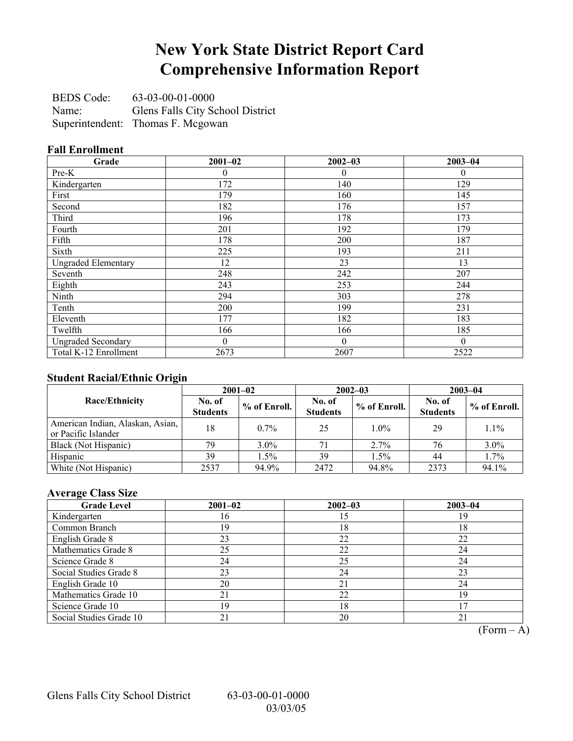# New York State District Report Card
# Comprehensive Information Report

BEDS Code: 63-03-00-01-0000
Name: Glens Falls City School District
Superintendent: Thomas F. Mcgowan

### Fall Enrollment

| Grade | 2001–02 | 2002–03 | 2003–04 |
|---|---|---|---|
| Pre-K | 0 | 0 | 0 |
| Kindergarten | 172 | 140 | 129 |
| First | 179 | 160 | 145 |
| Second | 182 | 176 | 157 |
| Third | 196 | 178 | 173 |
| Fourth | 201 | 192 | 179 |
| Fifth | 178 | 200 | 187 |
| Sixth | 225 | 193 | 211 |
| Ungraded Elementary | 12 | 23 | 13 |
| Seventh | 248 | 242 | 207 |
| Eighth | 243 | 253 | 244 |
| Ninth | 294 | 303 | 278 |
| Tenth | 200 | 199 | 231 |
| Eleventh | 177 | 182 | 183 |
| Twelfth | 166 | 166 | 185 |
| Ungraded Secondary | 0 | 0 | 0 |
| Total K-12 Enrollment | 2673 | 2607 | 2522 |

### Student Racial/Ethnic Origin

| Race/Ethnicity | 2001–02 | | 2002–03 | | 2003–04 | |
|---|---|---|---|---|---|---|
| | No. of Students | % of Enroll. | No. of Students | % of Enroll. | No. of Students | % of Enroll. |
| American Indian, Alaskan, Asian, or Pacific Islander | 18 | 0.7% | 25 | 1.0% | 29 | 1.1% |
| Black (Not Hispanic) | 79 | 3.0% | 71 | 2.7% | 76 | 3.0% |
| Hispanic | 39 | 1.5% | 39 | 1.5% | 44 | 1.7% |
| White (Not Hispanic) | 2537 | 94.9% | 2472 | 94.8% | 2373 | 94.1% |

### Average Class Size

| Grade Level | 2001–02 | 2002–03 | 2003–04 |
|---|---|---|---|
| Kindergarten | 16 | 15 | 19 |
| Common Branch | 19 | 18 | 18 |
| English Grade 8 | 23 | 22 | 22 |
| Mathematics Grade 8 | 25 | 22 | 24 |
| Science Grade 8 | 24 | 25 | 24 |
| Social Studies Grade 8 | 23 | 24 | 23 |
| English Grade 10 | 20 | 21 | 24 |
| Mathematics Grade 10 | 21 | 22 | 19 |
| Science Grade 10 | 19 | 18 | 17 |
| Social Studies Grade 10 | 21 | 20 | 21 |

(Form – A)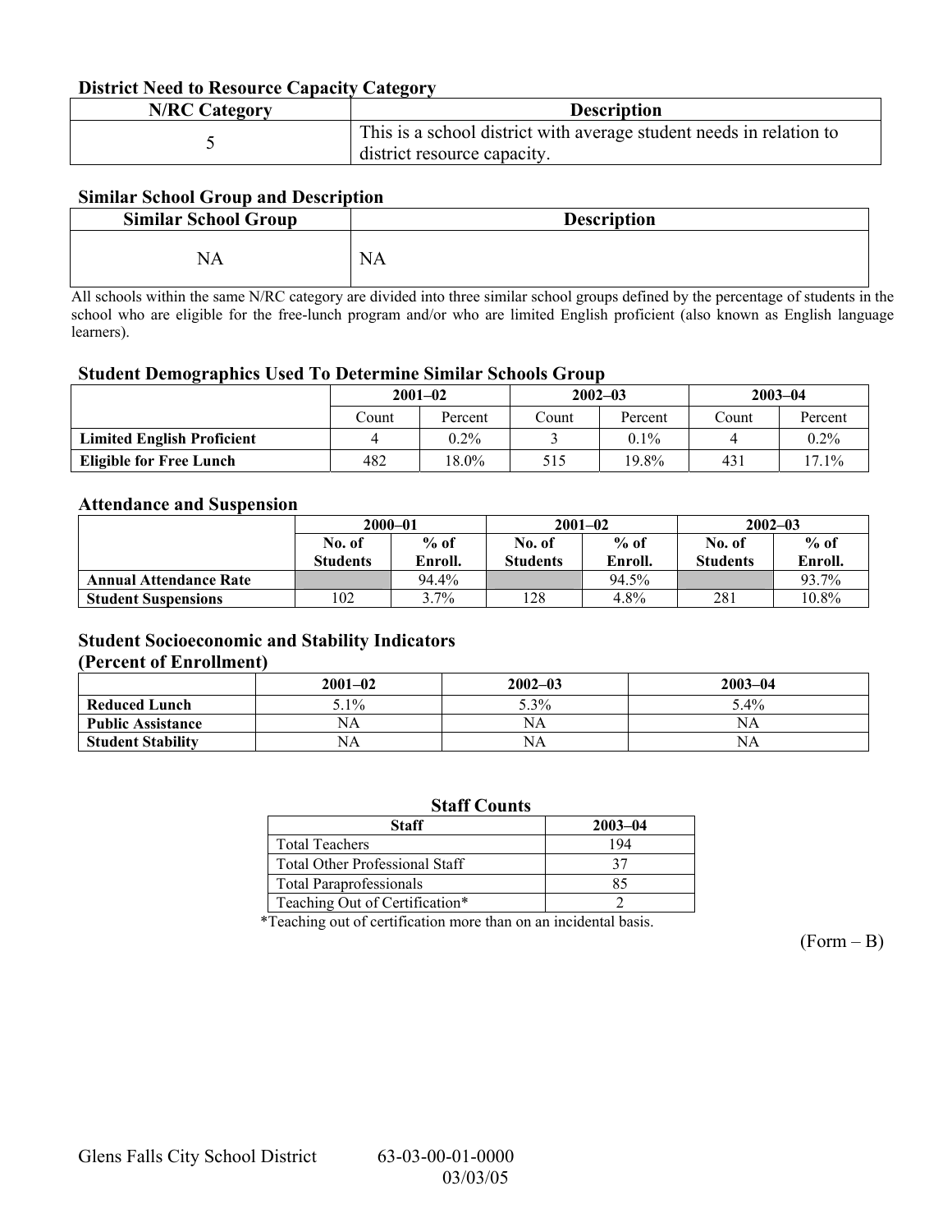### District Need to Resource Capacity Category

| N/RC Category | Description |
|---|---|
| 5 | This is a school district with average student needs in relation to district resource capacity. |

### Similar School Group and Description

| Similar School Group | Description |
|---|---|
| NA | NA |

All schools within the same N/RC category are divided into three similar school groups defined by the percentage of students in the school who are eligible for the free-lunch program and/or who are limited English proficient (also known as English language learners).

### Student Demographics Used To Determine Similar Schools Group

| | 2001–02 | | 2002–03 | | 2003–04 | |
|---|---|---|---|---|---|---|
| | Count | Percent | Count | Percent | Count | Percent |
| **Limited English Proficient** | 4 | 0.2% | 3 | 0.1% | 4 | 0.2% |
| **Eligible for Free Lunch** | 482 | 18.0% | 515 | 19.8% | 431 | 17.1% |

### Attendance and Suspension

| | 2000–01 | | 2001–02 | | 2002–03 | |
|---|---|---|---|---|---|---|
| | No. of Students | % of Enroll. | No. of Students | % of Enroll. | No. of Students | % of Enroll. |
| **Annual Attendance Rate** | | 94.4% | | 94.5% | | 93.7% |
| **Student Suspensions** | 102 | 3.7% | 128 | 4.8% | 281 | 10.8% |

### Student Socioeconomic and Stability Indicators (Percent of Enrollment)

| | 2001–02 | 2002–03 | 2003–04 |
|---|---|---|---|
| **Reduced Lunch** | 5.1% | 5.3% | 5.4% |
| **Public Assistance** | NA | NA | NA |
| **Student Stability** | NA | NA | NA |

### Staff Counts

| Staff | 2003–04 |
|---|---|
| Total Teachers | 194 |
| Total Other Professional Staff | 37 |
| Total Paraprofessionals | 85 |
| Teaching Out of Certification* | 2 |

*Teaching out of certification more than on an incidental basis.

(Form – B)

Glens Falls City School District 63-03-00-01-0000 03/03/05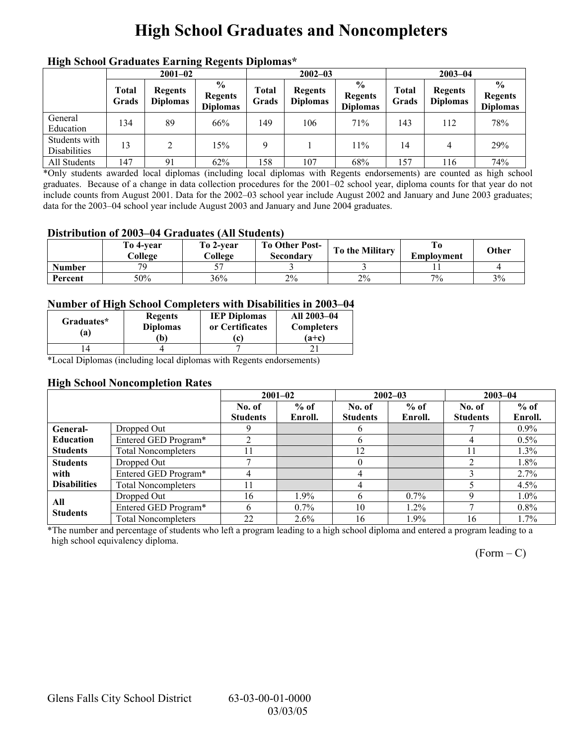# High School Graduates and Noncompleters

### High School Graduates Earning Regents Diplomas*

| | 2001–02 | | | 2002–03 | | | 2003–04 | | |
|---|---|---|---|---|---|---|---|---|---|
| | Total Grads | Regents Diplomas | % Regents Diplomas | Total Grads | Regents Diplomas | % Regents Diplomas | Total Grads | Regents Diplomas | % Regents Diplomas |
| General Education | 134 | 89 | 66% | 149 | 106 | 71% | 143 | 112 | 78% |
| Students with Disabilities | 13 | 2 | 15% | 9 | 1 | 11% | 14 | 4 | 29% |
| All Students | 147 | 91 | 62% | 158 | 107 | 68% | 157 | 116 | 74% |

*Only students awarded local diplomas (including local diplomas with Regents endorsements) are counted as high school graduates. Because of a change in data collection procedures for the 2001–02 school year, diploma counts for that year do not include counts from August 2001. Data for the 2002–03 school year include August 2002 and January and June 2003 graduates; data for the 2003–04 school year include August 2003 and January and June 2004 graduates.

### Distribution of 2003–04 Graduates (All Students)

| | To 4-year College | To 2-year College | To Other Post-Secondary | To the Military | To Employment | Other |
|---|---|---|---|---|---|---|
| Number | 79 | 57 | 3 | 3 | 11 | 4 |
| Percent | 50% | 36% | 2% | 2% | 7% | 3% |

### Number of High School Completers with Disabilities in 2003–04

| Graduates* (a) | Regents Diplomas (b) | IEP Diplomas or Certificates (c) | All 2003–04 Completers (a+c) |
|---|---|---|---|
| 14 | 4 | 7 | 21 |

*Local Diplomas (including local diplomas with Regents endorsements)

### High School Noncompletion Rates

| | | 2001–02 | | 2002–03 | | 2003–04 | |
|---|---|---|---|---|---|---|---|
| | | No. of Students | % of Enroll. | No. of Students | % of Enroll. | No. of Students | % of Enroll. |
| General-Education Students | Dropped Out | 9 | | 6 | | 7 | 0.9% |
| | Entered GED Program* | 2 | | 6 | | 4 | 0.5% |
| | Total Noncompleters | 11 | | 12 | | 11 | 1.3% |
| Students with Disabilities | Dropped Out | 7 | | 0 | | 2 | 1.8% |
| | Entered GED Program* | 4 | | 4 | | 3 | 2.7% |
| | Total Noncompleters | 11 | | 4 | | 5 | 4.5% |
| All Students | Dropped Out | 16 | 1.9% | 6 | 0.7% | 9 | 1.0% |
| | Entered GED Program* | 6 | 0.7% | 10 | 1.2% | 7 | 0.8% |
| | Total Noncompleters | 22 | 2.6% | 16 | 1.9% | 16 | 1.7% |

*The number and percentage of students who left a program leading to a high school diploma and entered a program leading to a high school equivalency diploma.

(Form – C)

Glens Falls City School District 63-03-00-01-0000 03/03/05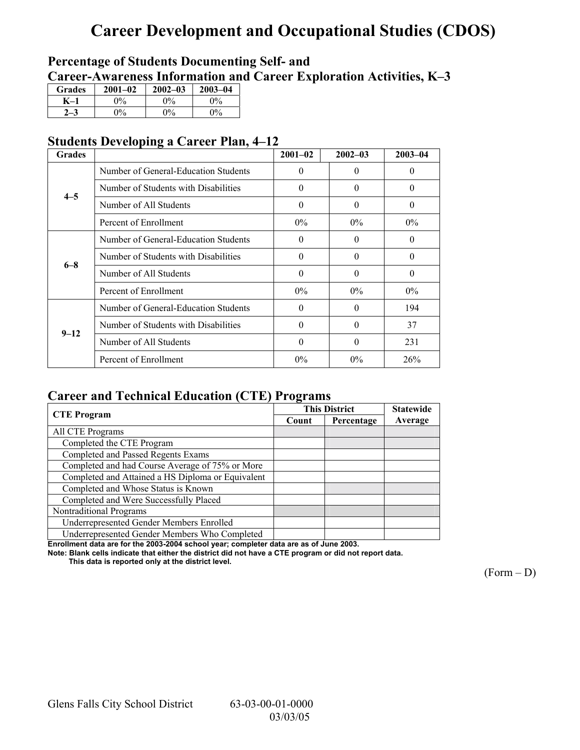# Career Development and Occupational Studies (CDOS)

### Percentage of Students Documenting Self- and Career-Awareness Information and Career Exploration Activities, K–3

| Grades | 2001–02 | 2002–03 | 2003–04 |
|---|---|---|---|
| K–1 | 0% | 0% | 0% |
| 2–3 | 0% | 0% | 0% |

## Students Developing a Career Plan, 4–12

| Grades | | 2001–02 | 2002–03 | 2003–04 |
|---|---|---|---|---|
| 4–5 | Number of General-Education Students | 0 | 0 | 0 |
| | Number of Students with Disabilities | 0 | 0 | 0 |
| | Number of All Students | 0 | 0 | 0 |
| | Percent of Enrollment | 0% | 0% | 0% |
| 6–8 | Number of General-Education Students | 0 | 0 | 0 |
| | Number of Students with Disabilities | 0 | 0 | 0 |
| | Number of All Students | 0 | 0 | 0 |
| | Percent of Enrollment | 0% | 0% | 0% |
| 9–12 | Number of General-Education Students | 0 | 0 | 194 |
| | Number of Students with Disabilities | 0 | 0 | 37 |
| | Number of All Students | 0 | 0 | 231 |
| | Percent of Enrollment | 0% | 0% | 26% |

## Career and Technical Education (CTE) Programs

| CTE Program | This District | | Statewide |
|---|---|---|---|
| | Count | Percentage | Average |
| All CTE Programs | | | |
| Completed the CTE Program | | | |
| Completed and Passed Regents Exams | | | |
| Completed and had Course Average of 75% or More | | | |
| Completed and Attained a HS Diploma or Equivalent | | | |
| Completed and Whose Status is Known | | | |
| Completed and Were Successfully Placed | | | |
| Nontraditional Programs | | | |
| Underrepresented Gender Members Enrolled | | | |
| Underrepresented Gender Members Who Completed | | | |

**Enrollment data are for the 2003-2004 school year; completer data are as of June 2003.**

**Note: Blank cells indicate that either the district did not have a CTE program or did not report data. This data is reported only at the district level.**

(Form – D)

Glens Falls City School District 63-03-00-01-0000 03/03/05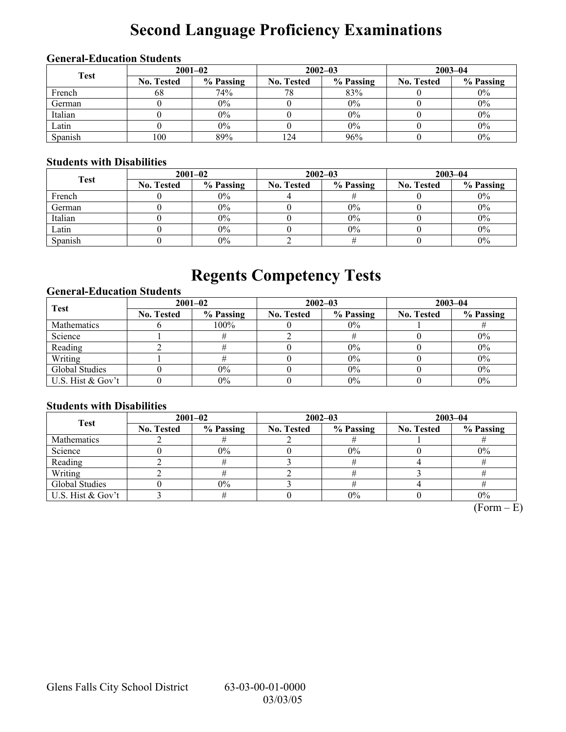# Second Language Proficiency Examinations

### General-Education Students

| Test | 2001–02 | | 2002–03 | | 2003–04 | |
|---|---|---|---|---|---|---|
| | No. Tested | % Passing | No. Tested | % Passing | No. Tested | % Passing |
| French | 68 | 74% | 78 | 83% | 0 | 0% |
| German | 0 | 0% | 0 | 0% | 0 | 0% |
| Italian | 0 | 0% | 0 | 0% | 0 | 0% |
| Latin | 0 | 0% | 0 | 0% | 0 | 0% |
| Spanish | 100 | 89% | 124 | 96% | 0 | 0% |

### Students with Disabilities

| Test | 2001–02 | | 2002–03 | | 2003–04 | |
|---|---|---|---|---|---|---|
| | No. Tested | % Passing | No. Tested | % Passing | No. Tested | % Passing |
| French | 0 | 0% | 4 | # | 0 | 0% |
| German | 0 | 0% | 0 | 0% | 0 | 0% |
| Italian | 0 | 0% | 0 | 0% | 0 | 0% |
| Latin | 0 | 0% | 0 | 0% | 0 | 0% |
| Spanish | 0 | 0% | 2 | # | 0 | 0% |

# Regents Competency Tests

### General-Education Students

| Test | 2001–02 | | 2002–03 | | 2003–04 | |
|---|---|---|---|---|---|---|
| | No. Tested | % Passing | No. Tested | % Passing | No. Tested | % Passing |
| Mathematics | 6 | 100% | 0 | 0% | 1 | # |
| Science | 1 | # | 2 | # | 0 | 0% |
| Reading | 2 | # | 0 | 0% | 0 | 0% |
| Writing | 1 | # | 0 | 0% | 0 | 0% |
| Global Studies | 0 | 0% | 0 | 0% | 0 | 0% |
| U.S. Hist & Gov't | 0 | 0% | 0 | 0% | 0 | 0% |

### Students with Disabilities

| Test | 2001–02 | | 2002–03 | | 2003–04 | |
|---|---|---|---|---|---|---|
| | No. Tested | % Passing | No. Tested | % Passing | No. Tested | % Passing |
| Mathematics | 2 | # | 2 | # | 1 | # |
| Science | 0 | 0% | 0 | 0% | 0 | 0% |
| Reading | 2 | # | 3 | # | 4 | # |
| Writing | 2 | # | 2 | # | 3 | # |
| Global Studies | 0 | 0% | 3 | # | 4 | # |
| U.S. Hist & Gov't | 3 | # | 0 | 0% | 0 | 0% |

(Form – E)

Glens Falls City School District 63-03-00-01-0000
03/03/05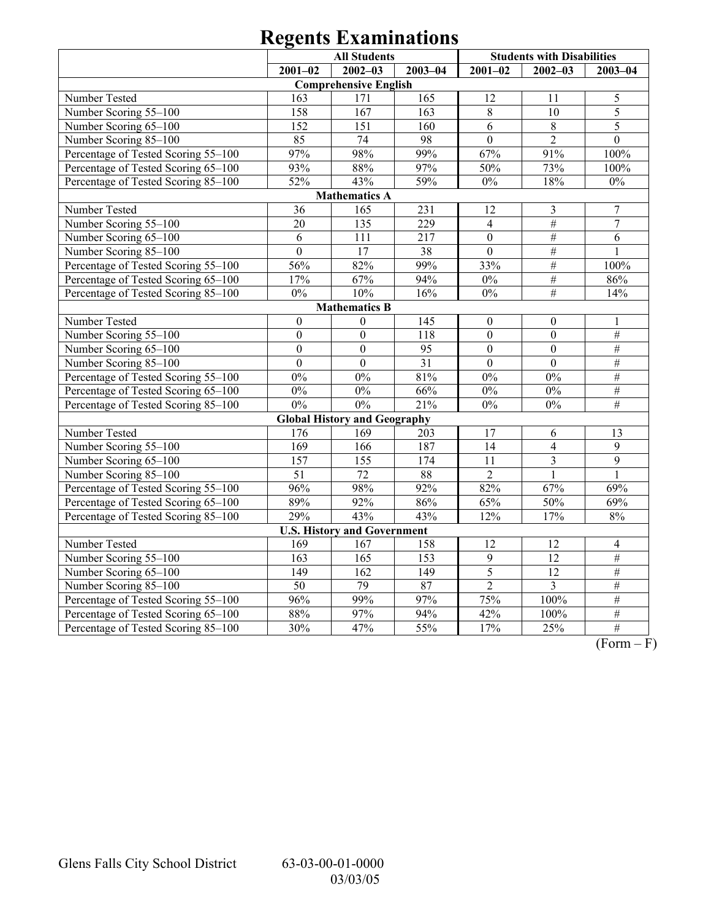# Regents Examinations

| | All Students | | | Students with Disabilities | | |
|---|---|---|---|---|---|---|
| | 2001–02 | 2002–03 | 2003–04 | 2001–02 | 2002–03 | 2003–04 |
| **Comprehensive English** | | | | | | |
| Number Tested | 163 | 171 | 165 | 12 | 11 | 5 |
| Number Scoring 55–100 | 158 | 167 | 163 | 8 | 10 | 5 |
| Number Scoring 65–100 | 152 | 151 | 160 | 6 | 8 | 5 |
| Number Scoring 85–100 | 85 | 74 | 98 | 0 | 2 | 0 |
| Percentage of Tested Scoring 55–100 | 97% | 98% | 99% | 67% | 91% | 100% |
| Percentage of Tested Scoring 65–100 | 93% | 88% | 97% | 50% | 73% | 100% |
| Percentage of Tested Scoring 85–100 | 52% | 43% | 59% | 0% | 18% | 0% |
| **Mathematics A** | | | | | | |
| Number Tested | 36 | 165 | 231 | 12 | 3 | 7 |
| Number Scoring 55–100 | 20 | 135 | 229 | 4 | # | 7 |
| Number Scoring 65–100 | 6 | 111 | 217 | 0 | # | 6 |
| Number Scoring 85–100 | 0 | 17 | 38 | 0 | # | 1 |
| Percentage of Tested Scoring 55–100 | 56% | 82% | 99% | 33% | # | 100% |
| Percentage of Tested Scoring 65–100 | 17% | 67% | 94% | 0% | # | 86% |
| Percentage of Tested Scoring 85–100 | 0% | 10% | 16% | 0% | # | 14% |
| **Mathematics B** | | | | | | |
| Number Tested | 0 | 0 | 145 | 0 | 0 | 1 |
| Number Scoring 55–100 | 0 | 0 | 118 | 0 | 0 | # |
| Number Scoring 65–100 | 0 | 0 | 95 | 0 | 0 | # |
| Number Scoring 85–100 | 0 | 0 | 31 | 0 | 0 | # |
| Percentage of Tested Scoring 55–100 | 0% | 0% | 81% | 0% | 0% | # |
| Percentage of Tested Scoring 65–100 | 0% | 0% | 66% | 0% | 0% | # |
| Percentage of Tested Scoring 85–100 | 0% | 0% | 21% | 0% | 0% | # |
| **Global History and Geography** | | | | | | |
| Number Tested | 176 | 169 | 203 | 17 | 6 | 13 |
| Number Scoring 55–100 | 169 | 166 | 187 | 14 | 4 | 9 |
| Number Scoring 65–100 | 157 | 155 | 174 | 11 | 3 | 9 |
| Number Scoring 85–100 | 51 | 72 | 88 | 2 | 1 | 1 |
| Percentage of Tested Scoring 55–100 | 96% | 98% | 92% | 82% | 67% | 69% |
| Percentage of Tested Scoring 65–100 | 89% | 92% | 86% | 65% | 50% | 69% |
| Percentage of Tested Scoring 85–100 | 29% | 43% | 43% | 12% | 17% | 8% |
| **U.S. History and Government** | | | | | | |
| Number Tested | 169 | 167 | 158 | 12 | 12 | 4 |
| Number Scoring 55–100 | 163 | 165 | 153 | 9 | 12 | # |
| Number Scoring 65–100 | 149 | 162 | 149 | 5 | 12 | # |
| Number Scoring 85–100 | 50 | 79 | 87 | 2 | 3 | # |
| Percentage of Tested Scoring 55–100 | 96% | 99% | 97% | 75% | 100% | # |
| Percentage of Tested Scoring 65–100 | 88% | 97% | 94% | 42% | 100% | # |
| Percentage of Tested Scoring 85–100 | 30% | 47% | 55% | 17% | 25% | # |

(Form – F)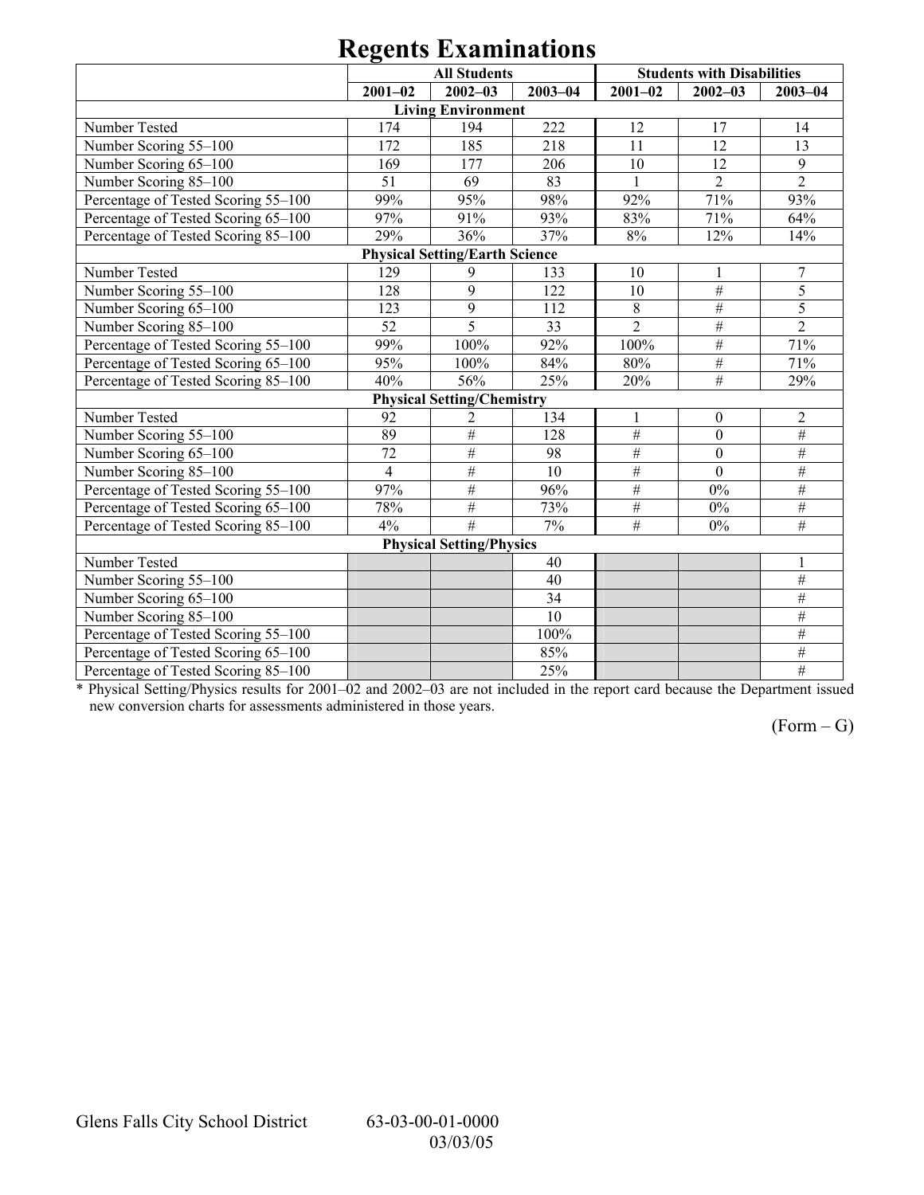# Regents Examinations

| | All Students | | | Students with Disabilities | | |
|---|---|---|---|---|---|---|
| | 2001–02 | 2002–03 | 2003–04 | 2001–02 | 2002–03 | 2003–04 |
| **Living Environment** | | | | | | |
| Number Tested | 174 | 194 | 222 | 12 | 17 | 14 |
| Number Scoring 55–100 | 172 | 185 | 218 | 11 | 12 | 13 |
| Number Scoring 65–100 | 169 | 177 | 206 | 10 | 12 | 9 |
| Number Scoring 85–100 | 51 | 69 | 83 | 1 | 2 | 2 |
| Percentage of Tested Scoring 55–100 | 99% | 95% | 98% | 92% | 71% | 93% |
| Percentage of Tested Scoring 65–100 | 97% | 91% | 93% | 83% | 71% | 64% |
| Percentage of Tested Scoring 85–100 | 29% | 36% | 37% | 8% | 12% | 14% |
| **Physical Setting/Earth Science** | | | | | | |
| Number Tested | 129 | 9 | 133 | 10 | 1 | 7 |
| Number Scoring 55–100 | 128 | 9 | 122 | 10 | # | 5 |
| Number Scoring 65–100 | 123 | 9 | 112 | 8 | # | 5 |
| Number Scoring 85–100 | 52 | 5 | 33 | 2 | # | 2 |
| Percentage of Tested Scoring 55–100 | 99% | 100% | 92% | 100% | # | 71% |
| Percentage of Tested Scoring 65–100 | 95% | 100% | 84% | 80% | # | 71% |
| Percentage of Tested Scoring 85–100 | 40% | 56% | 25% | 20% | # | 29% |
| **Physical Setting/Chemistry** | | | | | | |
| Number Tested | 92 | 2 | 134 | 1 | 0 | 2 |
| Number Scoring 55–100 | 89 | # | 128 | # | 0 | # |
| Number Scoring 65–100 | 72 | # | 98 | # | 0 | # |
| Number Scoring 85–100 | 4 | # | 10 | # | 0 | # |
| Percentage of Tested Scoring 55–100 | 97% | # | 96% | # | 0% | # |
| Percentage of Tested Scoring 65–100 | 78% | # | 73% | # | 0% | # |
| Percentage of Tested Scoring 85–100 | 4% | # | 7% | # | 0% | # |
| **Physical Setting/Physics** | | | | | | |
| Number Tested | | | 40 | | | 1 |
| Number Scoring 55–100 | | | 40 | | | # |
| Number Scoring 65–100 | | | 34 | | | # |
| Number Scoring 85–100 | | | 10 | | | # |
| Percentage of Tested Scoring 55–100 | | | 100% | | | # |
| Percentage of Tested Scoring 65–100 | | | 85% | | | # |
| Percentage of Tested Scoring 85–100 | | | 25% | | | # |

* Physical Setting/Physics results for 2001–02 and 2002–03 are not included in the report card because the Department issued new conversion charts for assessments administered in those years.

(Form – G)

Glens Falls City School District 63-03-00-01-0000 03/03/05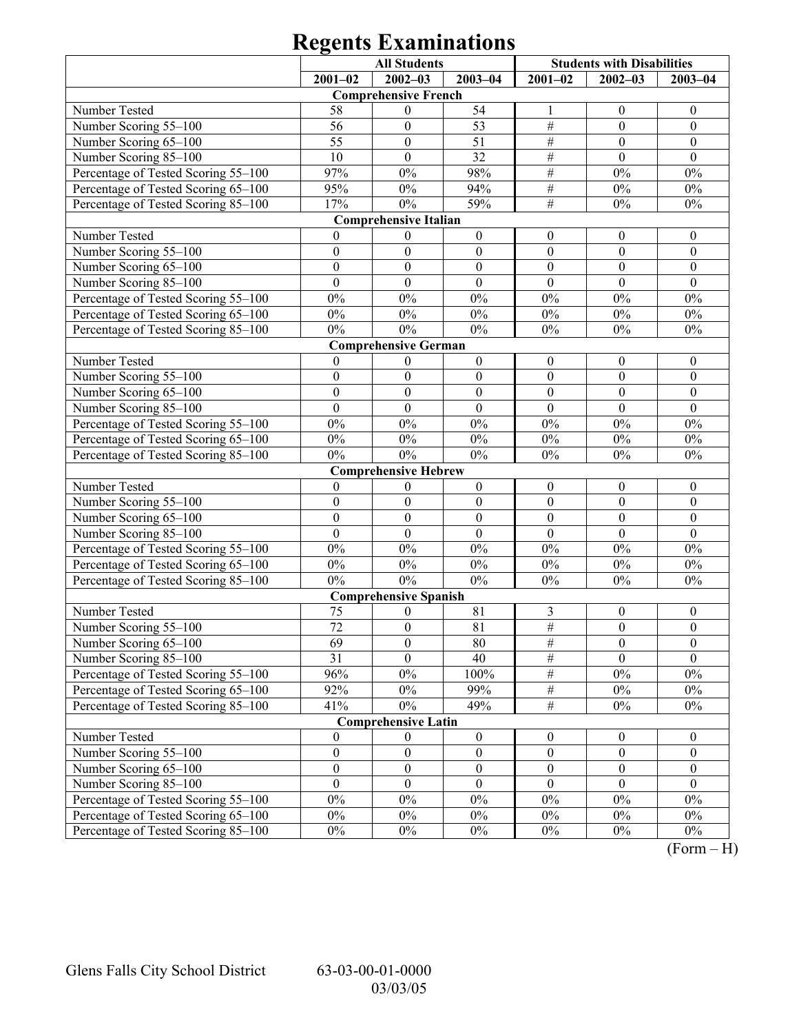# Regents Examinations

| | All Students | | | Students with Disabilities | | |
|---|---|---|---|---|---|---|
| | 2001–02 | 2002–03 | 2003–04 | 2001–02 | 2002–03 | 2003–04 |
| **Comprehensive French** | | | | | | |
| Number Tested | 58 | 0 | 54 | 1 | 0 | 0 |
| Number Scoring 55–100 | 56 | 0 | 53 | # | 0 | 0 |
| Number Scoring 65–100 | 55 | 0 | 51 | # | 0 | 0 |
| Number Scoring 85–100 | 10 | 0 | 32 | # | 0 | 0 |
| Percentage of Tested Scoring 55–100 | 97% | 0% | 98% | # | 0% | 0% |
| Percentage of Tested Scoring 65–100 | 95% | 0% | 94% | # | 0% | 0% |
| Percentage of Tested Scoring 85–100 | 17% | 0% | 59% | # | 0% | 0% |
| **Comprehensive Italian** | | | | | | |
| Number Tested | 0 | 0 | 0 | 0 | 0 | 0 |
| Number Scoring 55–100 | 0 | 0 | 0 | 0 | 0 | 0 |
| Number Scoring 65–100 | 0 | 0 | 0 | 0 | 0 | 0 |
| Number Scoring 85–100 | 0 | 0 | 0 | 0 | 0 | 0 |
| Percentage of Tested Scoring 55–100 | 0% | 0% | 0% | 0% | 0% | 0% |
| Percentage of Tested Scoring 65–100 | 0% | 0% | 0% | 0% | 0% | 0% |
| Percentage of Tested Scoring 85–100 | 0% | 0% | 0% | 0% | 0% | 0% |
| **Comprehensive German** | | | | | | |
| Number Tested | 0 | 0 | 0 | 0 | 0 | 0 |
| Number Scoring 55–100 | 0 | 0 | 0 | 0 | 0 | 0 |
| Number Scoring 65–100 | 0 | 0 | 0 | 0 | 0 | 0 |
| Number Scoring 85–100 | 0 | 0 | 0 | 0 | 0 | 0 |
| Percentage of Tested Scoring 55–100 | 0% | 0% | 0% | 0% | 0% | 0% |
| Percentage of Tested Scoring 65–100 | 0% | 0% | 0% | 0% | 0% | 0% |
| Percentage of Tested Scoring 85–100 | 0% | 0% | 0% | 0% | 0% | 0% |
| **Comprehensive Hebrew** | | | | | | |
| Number Tested | 0 | 0 | 0 | 0 | 0 | 0 |
| Number Scoring 55–100 | 0 | 0 | 0 | 0 | 0 | 0 |
| Number Scoring 65–100 | 0 | 0 | 0 | 0 | 0 | 0 |
| Number Scoring 85–100 | 0 | 0 | 0 | 0 | 0 | 0 |
| Percentage of Tested Scoring 55–100 | 0% | 0% | 0% | 0% | 0% | 0% |
| Percentage of Tested Scoring 65–100 | 0% | 0% | 0% | 0% | 0% | 0% |
| Percentage of Tested Scoring 85–100 | 0% | 0% | 0% | 0% | 0% | 0% |
| **Comprehensive Spanish** | | | | | | |
| Number Tested | 75 | 0 | 81 | 3 | 0 | 0 |
| Number Scoring 55–100 | 72 | 0 | 81 | # | 0 | 0 |
| Number Scoring 65–100 | 69 | 0 | 80 | # | 0 | 0 |
| Number Scoring 85–100 | 31 | 0 | 40 | # | 0 | 0 |
| Percentage of Tested Scoring 55–100 | 96% | 0% | 100% | # | 0% | 0% |
| Percentage of Tested Scoring 65–100 | 92% | 0% | 99% | # | 0% | 0% |
| Percentage of Tested Scoring 85–100 | 41% | 0% | 49% | # | 0% | 0% |
| **Comprehensive Latin** | | | | | | |
| Number Tested | 0 | 0 | 0 | 0 | 0 | 0 |
| Number Scoring 55–100 | 0 | 0 | 0 | 0 | 0 | 0 |
| Number Scoring 65–100 | 0 | 0 | 0 | 0 | 0 | 0 |
| Number Scoring 85–100 | 0 | 0 | 0 | 0 | 0 | 0 |
| Percentage of Tested Scoring 55–100 | 0% | 0% | 0% | 0% | 0% | 0% |
| Percentage of Tested Scoring 65–100 | 0% | 0% | 0% | 0% | 0% | 0% |
| Percentage of Tested Scoring 85–100 | 0% | 0% | 0% | 0% | 0% | 0% |

(Form – H)

Glens Falls City School District 63-03-00-01-0000 03/03/05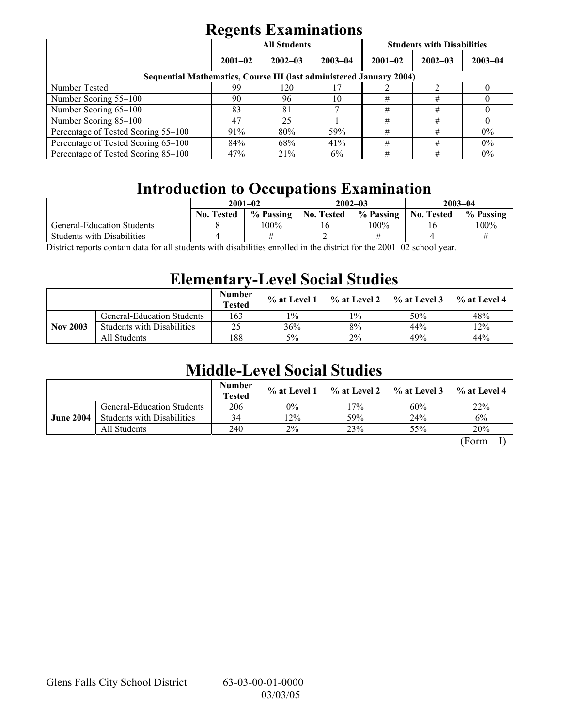# Regents Examinations

| | All Students | | | Students with Disabilities | | |
|---|---|---|---|---|---|---|
| | 2001–02 | 2002–03 | 2003–04 | 2001–02 | 2002–03 | 2003–04 |
| **Sequential Mathematics, Course III (last administered January 2004)** | | | | | | |
| Number Tested | 99 | 120 | 17 | 2 | 2 | 0 |
| Number Scoring 55–100 | 90 | 96 | 10 | # | # | 0 |
| Number Scoring 65–100 | 83 | 81 | 7 | # | # | 0 |
| Number Scoring 85–100 | 47 | 25 | 1 | # | # | 0 |
| Percentage of Tested Scoring 55–100 | 91% | 80% | 59% | # | # | 0% |
| Percentage of Tested Scoring 65–100 | 84% | 68% | 41% | # | # | 0% |
| Percentage of Tested Scoring 85–100 | 47% | 21% | 6% | # | # | 0% |

# Introduction to Occupations Examination

| | 2001–02 | | 2002–03 | | 2003–04 | |
|---|---|---|---|---|---|---|
| | No. Tested | % Passing | No. Tested | % Passing | No. Tested | % Passing |
| General-Education Students | 8 | 100% | 16 | 100% | 16 | 100% |
| Students with Disabilities | 4 | # | 2 | # | 4 | # |

District reports contain data for all students with disabilities enrolled in the district for the 2001–02 school year.

# Elementary-Level Social Studies

| | | Number Tested | % at Level 1 | % at Level 2 | % at Level 3 | % at Level 4 |
|---|---|---|---|---|---|---|
| **Nov 2003** | General-Education Students | 163 | 1% | 1% | 50% | 48% |
| | Students with Disabilities | 25 | 36% | 8% | 44% | 12% |
| | All Students | 188 | 5% | 2% | 49% | 44% |

# Middle-Level Social Studies

| | | Number Tested | % at Level 1 | % at Level 2 | % at Level 3 | % at Level 4 |
|---|---|---|---|---|---|---|
| **June 2004** | General-Education Students | 206 | 0% | 17% | 60% | 22% |
| | Students with Disabilities | 34 | 12% | 59% | 24% | 6% |
| | All Students | 240 | 2% | 23% | 55% | 20% |

(Form – I)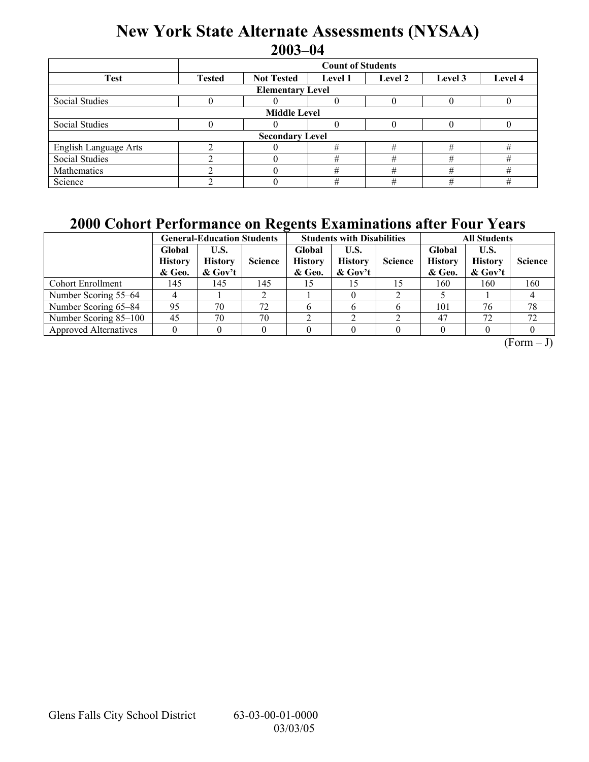# New York State Alternate Assessments (NYSAA)
## 2003–04

| Test | Count of Students | | | | | |
|---|---|---|---|---|---|---|
| | Tested | Not Tested | Level 1 | Level 2 | Level 3 | Level 4 |
| **Elementary Level** | | | | | | |
| Social Studies | 0 | 0 | 0 | 0 | 0 | 0 |
| **Middle Level** | | | | | | |
| Social Studies | 0 | 0 | 0 | 0 | 0 | 0 |
| **Secondary Level** | | | | | | |
| English Language Arts | 2 | 0 | # | # | # | # |
| Social Studies | 2 | 0 | # | # | # | # |
| Mathematics | 2 | 0 | # | # | # | # |
| Science | 2 | 0 | # | # | # | # |

# 2000 Cohort Performance on Regents Examinations after Four Years

| | General-Education Students | | | Students with Disabilities | | | All Students | | |
|---|---|---|---|---|---|---|---|---|---|
| | Global History & Geo. | U.S. History & Gov't | Science | Global History & Geo. | U.S. History & Gov't | Science | Global History & Geo. | U.S. History & Gov't | Science |
| Cohort Enrollment | 145 | 145 | 145 | 15 | 15 | 15 | 160 | 160 | 160 |
| Number Scoring 55–64 | 4 | 1 | 2 | 1 | 0 | 2 | 5 | 1 | 4 |
| Number Scoring 65–84 | 95 | 70 | 72 | 6 | 6 | 6 | 101 | 76 | 78 |
| Number Scoring 85–100 | 45 | 70 | 70 | 2 | 2 | 2 | 47 | 72 | 72 |
| Approved Alternatives | 0 | 0 | 0 | 0 | 0 | 0 | 0 | 0 | 0 |

(Form – J)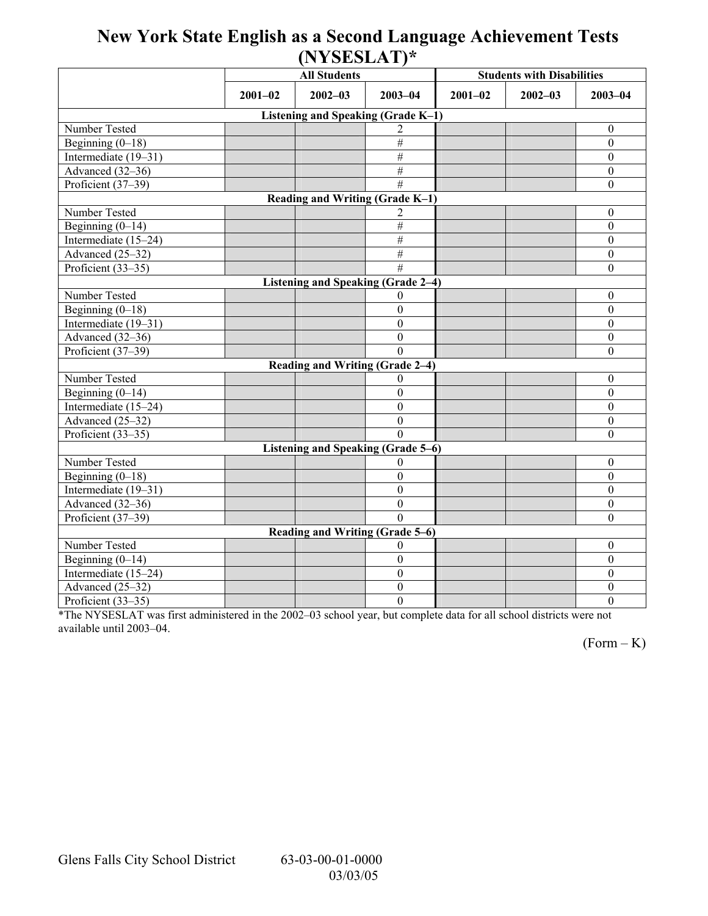# New York State English as a Second Language Achievement Tests (NYSESLAT)*

| | All Students | | | Students with Disabilities | | |
|---|---|---|---|---|---|---|
| | 2001–02 | 2002–03 | 2003–04 | 2001–02 | 2002–03 | 2003–04 |
| **Listening and Speaking (Grade K–1)** | | | | | | |
| Number Tested | | | 2 | | | 0 |
| Beginning (0–18) | | | # | | | 0 |
| Intermediate (19–31) | | | # | | | 0 |
| Advanced (32–36) | | | # | | | 0 |
| Proficient (37–39) | | | # | | | 0 |
| **Reading and Writing (Grade K–1)** | | | | | | |
| Number Tested | | | 2 | | | 0 |
| Beginning (0–14) | | | # | | | 0 |
| Intermediate (15–24) | | | # | | | 0 |
| Advanced (25–32) | | | # | | | 0 |
| Proficient (33–35) | | | # | | | 0 |
| **Listening and Speaking (Grade 2–4)** | | | | | | |
| Number Tested | | | 0 | | | 0 |
| Beginning (0–18) | | | 0 | | | 0 |
| Intermediate (19–31) | | | 0 | | | 0 |
| Advanced (32–36) | | | 0 | | | 0 |
| Proficient (37–39) | | | 0 | | | 0 |
| **Reading and Writing (Grade 2–4)** | | | | | | |
| Number Tested | | | 0 | | | 0 |
| Beginning (0–14) | | | 0 | | | 0 |
| Intermediate (15–24) | | | 0 | | | 0 |
| Advanced (25–32) | | | 0 | | | 0 |
| Proficient (33–35) | | | 0 | | | 0 |
| **Listening and Speaking (Grade 5–6)** | | | | | | |
| Number Tested | | | 0 | | | 0 |
| Beginning (0–18) | | | 0 | | | 0 |
| Intermediate (19–31) | | | 0 | | | 0 |
| Advanced (32–36) | | | 0 | | | 0 |
| Proficient (37–39) | | | 0 | | | 0 |
| **Reading and Writing (Grade 5–6)** | | | | | | |
| Number Tested | | | 0 | | | 0 |
| Beginning (0–14) | | | 0 | | | 0 |
| Intermediate (15–24) | | | 0 | | | 0 |
| Advanced (25–32) | | | 0 | | | 0 |
| Proficient (33–35) | | | 0 | | | 0 |

*The NYSESLAT was first administered in the 2002–03 school year, but complete data for all school districts were not available until 2003–04.

(Form – K)

Glens Falls City School District 63-03-00-01-0000
03/03/05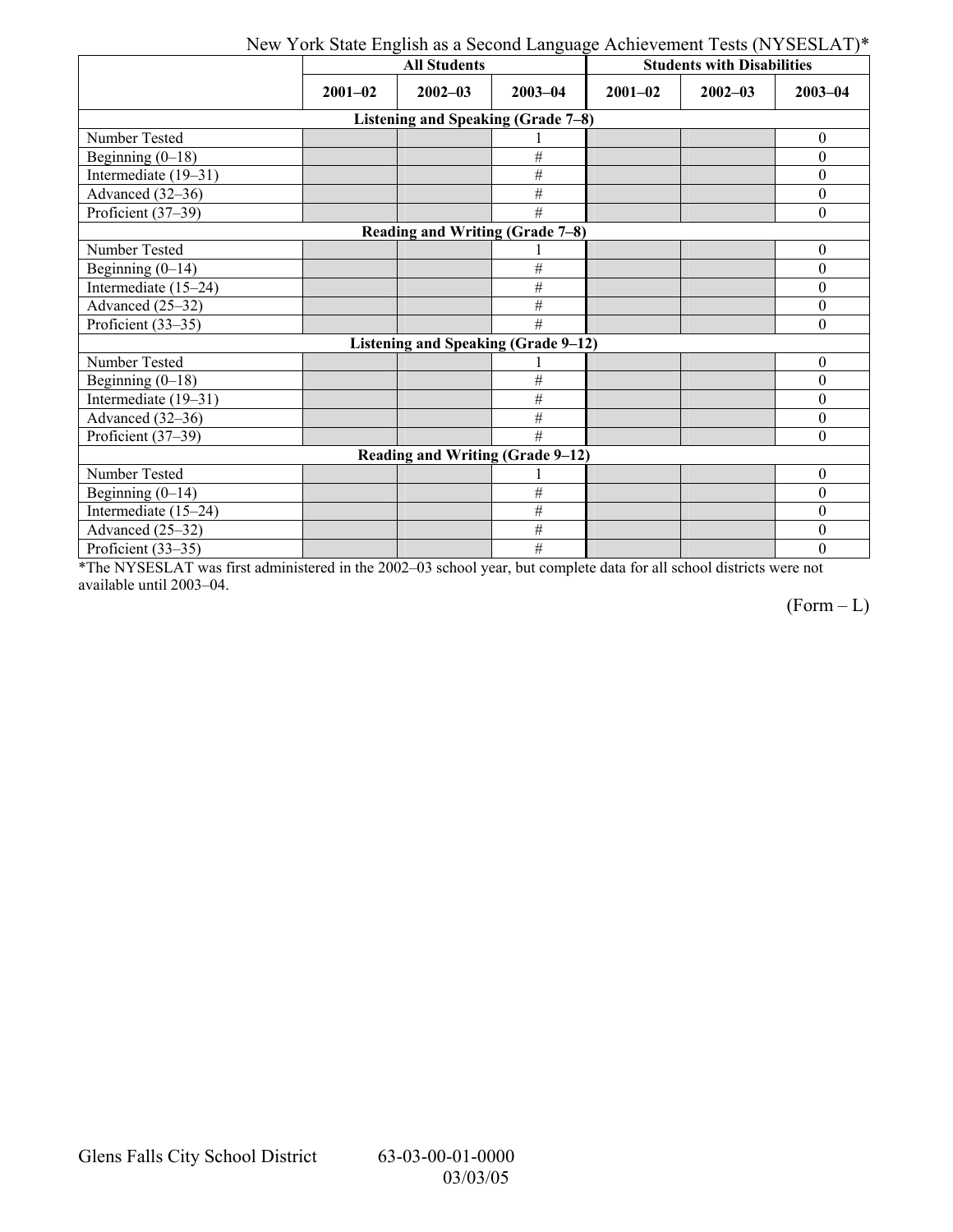New York State English as a Second Language Achievement Tests (NYSESLAT)*

| | All Students | | | Students with Disabilities | | |
|---|---|---|---|---|---|---|
| | 2001–02 | 2002–03 | 2003–04 | 2001–02 | 2002–03 | 2003–04 |
| **Listening and Speaking (Grade 7–8)** | | | | | | |
| Number Tested | | | 1 | | | 0 |
| Beginning (0–18) | | | # | | | 0 |
| Intermediate (19–31) | | | # | | | 0 |
| Advanced (32–36) | | | # | | | 0 |
| Proficient (37–39) | | | # | | | 0 |
| **Reading and Writing (Grade 7–8)** | | | | | | |
| Number Tested | | | 1 | | | 0 |
| Beginning (0–14) | | | # | | | 0 |
| Intermediate (15–24) | | | # | | | 0 |
| Advanced (25–32) | | | # | | | 0 |
| Proficient (33–35) | | | # | | | 0 |
| **Listening and Speaking (Grade 9–12)** | | | | | | |
| Number Tested | | | 1 | | | 0 |
| Beginning (0–18) | | | # | | | 0 |
| Intermediate (19–31) | | | # | | | 0 |
| Advanced (32–36) | | | # | | | 0 |
| Proficient (37–39) | | | # | | | 0 |
| **Reading and Writing (Grade 9–12)** | | | | | | |
| Number Tested | | | 1 | | | 0 |
| Beginning (0–14) | | | # | | | 0 |
| Intermediate (15–24) | | | # | | | 0 |
| Advanced (25–32) | | | # | | | 0 |
| Proficient (33–35) | | | # | | | 0 |

*The NYSESLAT was first administered in the 2002–03 school year, but complete data for all school districts were not available until 2003–04.

(Form – L)

Glens Falls City School District 63-03-00-01-0000
03/03/05